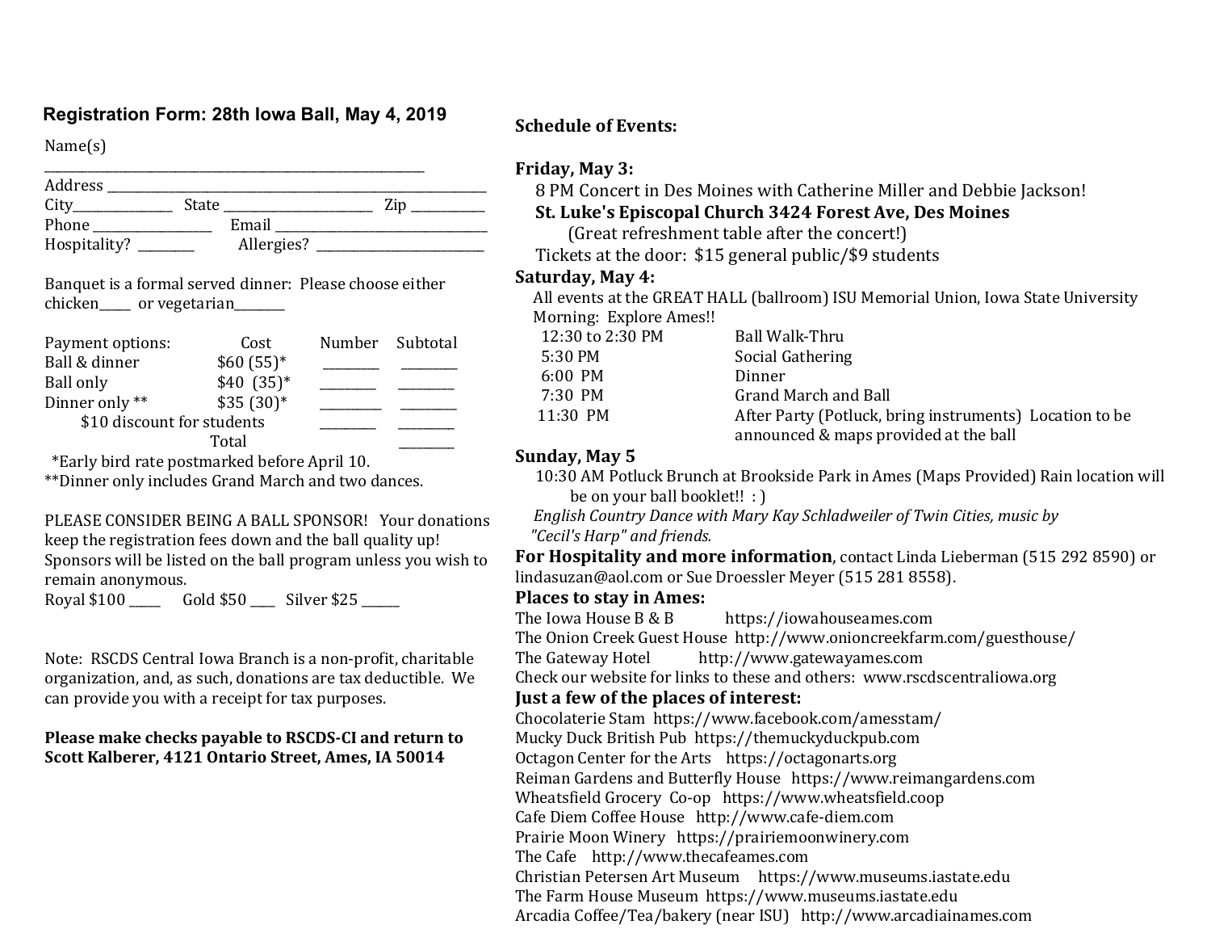## Registration Form: 28th Iowa Ball, May 4, 2019

Name(s) ___________________________________________________________

Address ___________________________________________________________

City_______________ State _______________________ Zip ___________

Phone __________________ Email _________________________________

Hospitality? _________ Allergies? _____________________________

Banquet is a formal served dinner: Please choose either chicken_____ or vegetarian________

| Payment options: | Cost | Number | Subtotal |
|---|---|---|---|
| Ball & dinner | $60 (55)* | ________ | ________ |
| Ball only | $40 (35)* | ________ | ________ |
| Dinner only ** | $35 (30)* | ________ | ________ |
| $10 discount for students | | ________ | ________ |
| Total | | | ________ |

*Early bird rate postmarked before April 10.

**Dinner only includes Grand March and two dances.

PLEASE CONSIDER BEING A BALL SPONSOR! Your donations keep the registration fees down and the ball quality up! Sponsors will be listed on the ball program unless you wish to remain anonymous.

Royal $100 _____ Gold $50 ____ Silver $25 ______

Note: RSCDS Central Iowa Branch is a non-profit, charitable organization, and, as such, donations are tax deductible. We can provide you with a receipt for tax purposes.

**Please make checks payable to RSCDS-CI and return to Scott Kalberer, 4121 Ontario Street, Ames, IA 50014**

## Schedule of Events:

### Friday, May 3:

8 PM Concert in Des Moines with Catherine Miller and Debbie Jackson!

**St. Luke's Episcopal Church 3424 Forest Ave, Des Moines**

(Great refreshment table after the concert!)

Tickets at the door: $15 general public/$9 students

### Saturday, May 4:

All events at the GREAT HALL (ballroom) ISU Memorial Union, Iowa State University

Morning: Explore Ames!!

| | |
|---|---|
| 12:30 to 2:30 PM | Ball Walk-Thru |
| 5:30 PM | Social Gathering |
| 6:00 PM | Dinner |
| 7:30 PM | Grand March and Ball |
| 11:30 PM | After Party (Potluck, bring instruments) Location to be announced & maps provided at the ball |

### Sunday, May 5

10:30 AM Potluck Brunch at Brookside Park in Ames (Maps Provided) Rain location will be on your ball booklet!! : )

*English Country Dance with Mary Kay Schladweiler of Twin Cities, music by "Cecil's Harp" and friends.*

**For Hospitality and more information**, contact Linda Lieberman (515 292 8590) or lindasuzan@aol.com or Sue Droessler Meyer (515 281 8558).

### Places to stay in Ames:

The Iowa House B & B https://iowahouseames.com

The Onion Creek Guest House http://www.onioncreekfarm.com/guesthouse/

The Gateway Hotel http://www.gatewayames.com

Check our website for links to these and others: www.rscdscentraliowa.org

### Just a few of the places of interest:

Chocolaterie Stam https://www.facebook.com/amesstam/

Mucky Duck British Pub https://themuckyduckpub.com

Octagon Center for the Arts https://octagonarts.org

Reiman Gardens and Butterfly House https://www.reimangardens.com

Wheatsfield Grocery Co-op https://www.wheatsfield.coop

Cafe Diem Coffee House http://www.cafe-diem.com

Prairie Moon Winery https://prairiemoonwinery.com

The Cafe http://www.thecafeames.com

Christian Petersen Art Museum https://www.museums.iastate.edu

The Farm House Museum https://www.museums.iastate.edu

Arcadia Coffee/Tea/bakery (near ISU) http://www.arcadiainames.com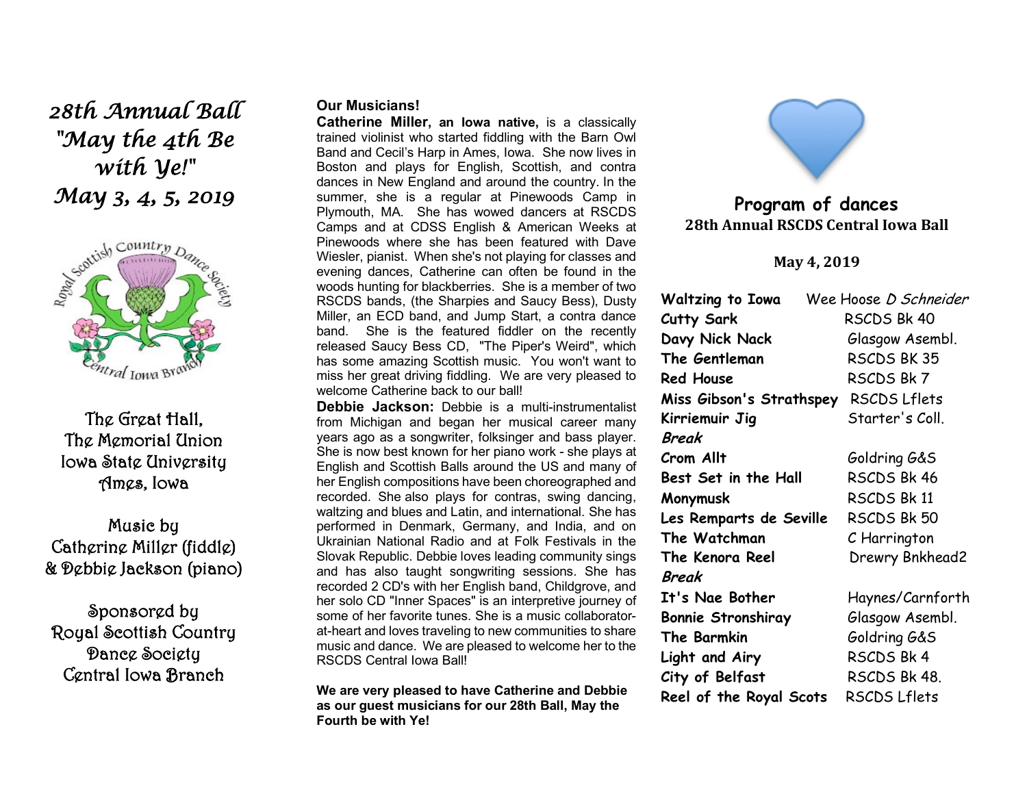# 28th Annual Ball "May the 4th Be with Ye!" May 3, 4, 5, 2019

Royal Scottish Country Dance Society
Central Iowa Branch

The Great Hall,
The Memorial Union
Iowa State University
Ames, Iowa

Music by
Catherine Miller (fiddle)
& Debbie Jackson (piano)

Sponsored by
Royal Scottish Country Dance Society
Central Iowa Branch

**Our Musicians!**

**Catherine Miller, an Iowa native,** is a classically trained violinist who started fiddling with the Barn Owl Band and Cecil's Harp in Ames, Iowa. She now lives in Boston and plays for English, Scottish, and contra dances in New England and around the country. In the summer, she is a regular at Pinewoods Camp in Plymouth, MA. She has wowed dancers at RSCDS Camps and at CDSS English & American Weeks at Pinewoods where she has been featured with Dave Wiesler, pianist. When she's not playing for classes and evening dances, Catherine can often be found in the woods hunting for blackberries. She is a member of two RSCDS bands, (the Sharpies and Saucy Bess), Dusty Miller, an ECD band, and Jump Start, a contra dance band. She is the featured fiddler on the recently released Saucy Bess CD, "The Piper's Weird", which has some amazing Scottish music. You won't want to miss her great driving fiddling. We are very pleased to welcome Catherine back to our ball!

**Debbie Jackson:** Debbie is a multi-instrumentalist from Michigan and began her musical career many years ago as a songwriter, folksinger and bass player. She is now best known for her piano work - she plays at English and Scottish Balls around the US and many of her English compositions have been choreographed and recorded. She also plays for contras, swing dancing, waltzing and blues and Latin, and international. She has performed in Denmark, Germany, and India, and on Ukrainian National Radio and at Folk Festivals in the Slovak Republic. Debbie loves leading community sings and has also taught songwriting sessions. She has recorded 2 CD's with her English band, Childgrove, and her solo CD "Inner Spaces" is an interpretive journey of some of her favorite tunes. She is a music collaborator-at-heart and loves traveling to new communities to share music and dance. We are pleased to welcome her to the RSCDS Central Iowa Ball!

**We are very pleased to have Catherine and Debbie as our guest musicians for our 28th Ball, May the Fourth be with Ye!**

## Program of dances

### 28th Annual RSCDS Central Iowa Ball

**May 4, 2019**

| | |
|---|---|
| **Waltzing to Iowa** | Wee Hoose *D Schneider* |
| **Cutty Sark** | RSCDS Bk 40 |
| **Davy Nick Nack** | Glasgow Asembl. |
| **The Gentleman** | RSCDS BK 35 |
| **Red House** | RSCDS Bk 7 |
| **Miss Gibson's Strathspey** | RSCDS Lflets |
| **Kirriemuir Jig** | Starter's Coll. |
| ***Break*** | |
| **Crom Allt** | Goldring G&S |
| **Best Set in the Hall** | RSCDS Bk 46 |
| **Monymusk** | RSCDS Bk 11 |
| **Les Remparts de Seville** | RSCDS Bk 50 |
| **The Watchman** | C Harrington |
| **The Kenora Reel** | Drewry Bnkhead2 |
| ***Break*** | |
| **It's Nae Bother** | Haynes/Carnforth |
| **Bonnie Stronshiray** | Glasgow Asembl. |
| **The Barmkin** | Goldring G&S |
| **Light and Airy** | RSCDS Bk 4 |
| **City of Belfast** | RSCDS Bk 48. |
| **Reel of the Royal Scots** | RSCDS Lflets |